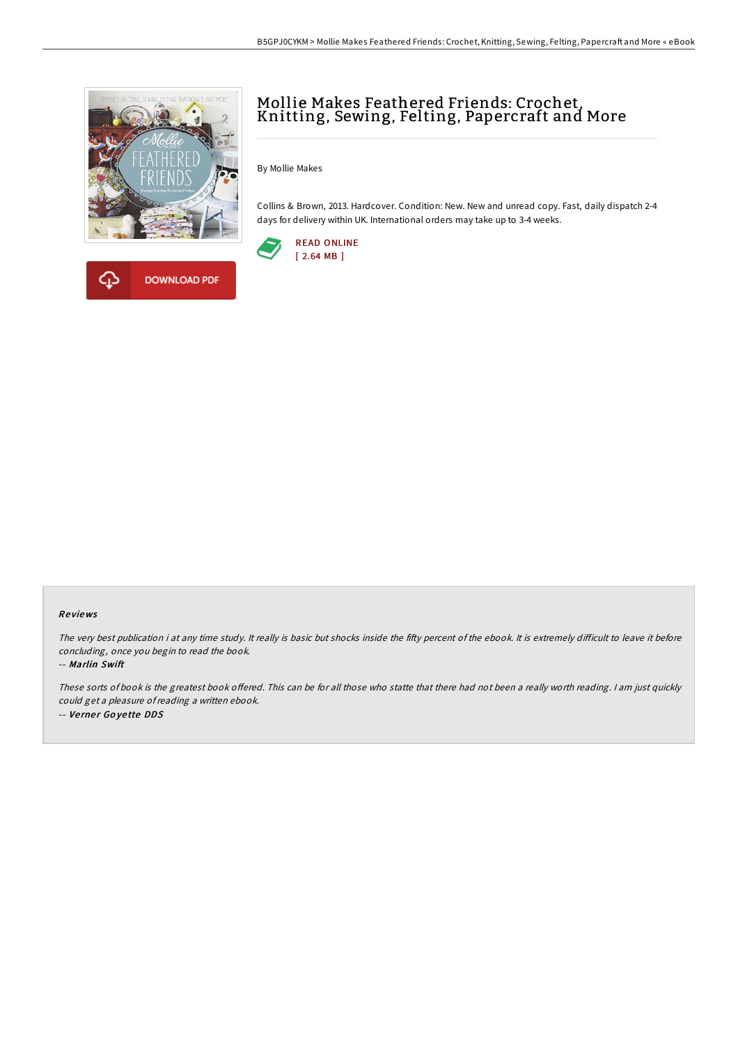# Mollie Makes Feathered Friends: Crochet, Knitting, Sewing, Felting, Papercraft and More

By Mollie Makes

Collins & Brown, 2013. Hardcover. Condition: New. New and unread copy. Fast, daily dispatch 2-4 days for delivery within UK. International orders may take up to 3-4 weeks.

READ ONLINE
[ 2.64 MB ]

DOWNLOAD PDF

## Reviews

*The very best publication i at any time study. It really is basic but shocks inside the fifty percent of the ebook. It is extremely difficult to leave it before concluding, once you begin to read the book.*

-- ***Marlin Swift***

*These sorts of book is the greatest book offered. This can be for all those who statte that there had not been a really worth reading. I am just quickly could get a pleasure of reading a written ebook.*

-- ***Verner Goyette DDS***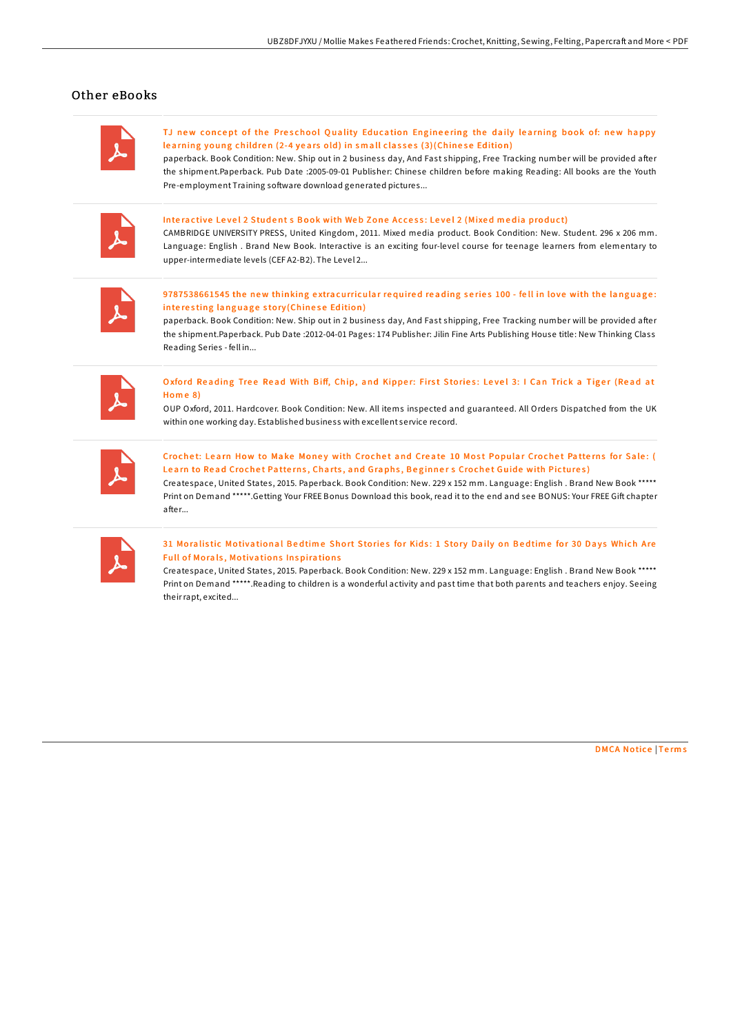## Other eBooks

**TJ new concept of the Preschool Quality Education Engineering the daily learning book of: new happy learning young children (2-4 years old) in small classes (3)(Chinese Edition)**

paperback. Book Condition: New. Ship out in 2 business day, And Fast shipping, Free Tracking number will be provided after the shipment.Paperback. Pub Date :2005-09-01 Publisher: Chinese children before making Reading: All books are the Youth Pre-employment Training software download generated pictures...

**Interactive Level 2 Student s Book with Web Zone Access: Level 2 (Mixed media product)**

CAMBRIDGE UNIVERSITY PRESS, United Kingdom, 2011. Mixed media product. Book Condition: New. Student. 296 x 206 mm. Language: English . Brand New Book. Interactive is an exciting four-level course for teenage learners from elementary to upper-intermediate levels (CEF A2-B2). The Level 2...

**9787538661545 the new thinking extracurricular required reading series 100 - fell in love with the language: interesting language story(Chinese Edition)**

paperback. Book Condition: New. Ship out in 2 business day, And Fast shipping, Free Tracking number will be provided after the shipment.Paperback. Pub Date :2012-04-01 Pages: 174 Publisher: Jilin Fine Arts Publishing House title: New Thinking Class Reading Series - fell in...

**Oxford Reading Tree Read With Biff, Chip, and Kipper: First Stories: Level 3: I Can Trick a Tiger (Read at Home 8)**

OUP Oxford, 2011. Hardcover. Book Condition: New. All items inspected and guaranteed. All Orders Dispatched from the UK within one working day. Established business with excellent service record.

**Crochet: Learn How to Make Money with Crochet and Create 10 Most Popular Crochet Patterns for Sale: ( Learn to Read Crochet Patterns, Charts, and Graphs, Beginner s Crochet Guide with Pictures)**

Createspace, United States, 2015. Paperback. Book Condition: New. 229 x 152 mm. Language: English . Brand New Book ***** Print on Demand *****.Getting Your FREE Bonus Download this book, read it to the end and see BONUS: Your FREE Gift chapter after...

**31 Moralistic Motivational Bedtime Short Stories for Kids: 1 Story Daily on Bedtime for 30 Days Which Are Full of Morals, Motivations Inspirations**

Createspace, United States, 2015. Paperback. Book Condition: New. 229 x 152 mm. Language: English . Brand New Book ***** Print on Demand *****.Reading to children is a wonderful activity and past time that both parents and teachers enjoy. Seeing their rapt, excited...